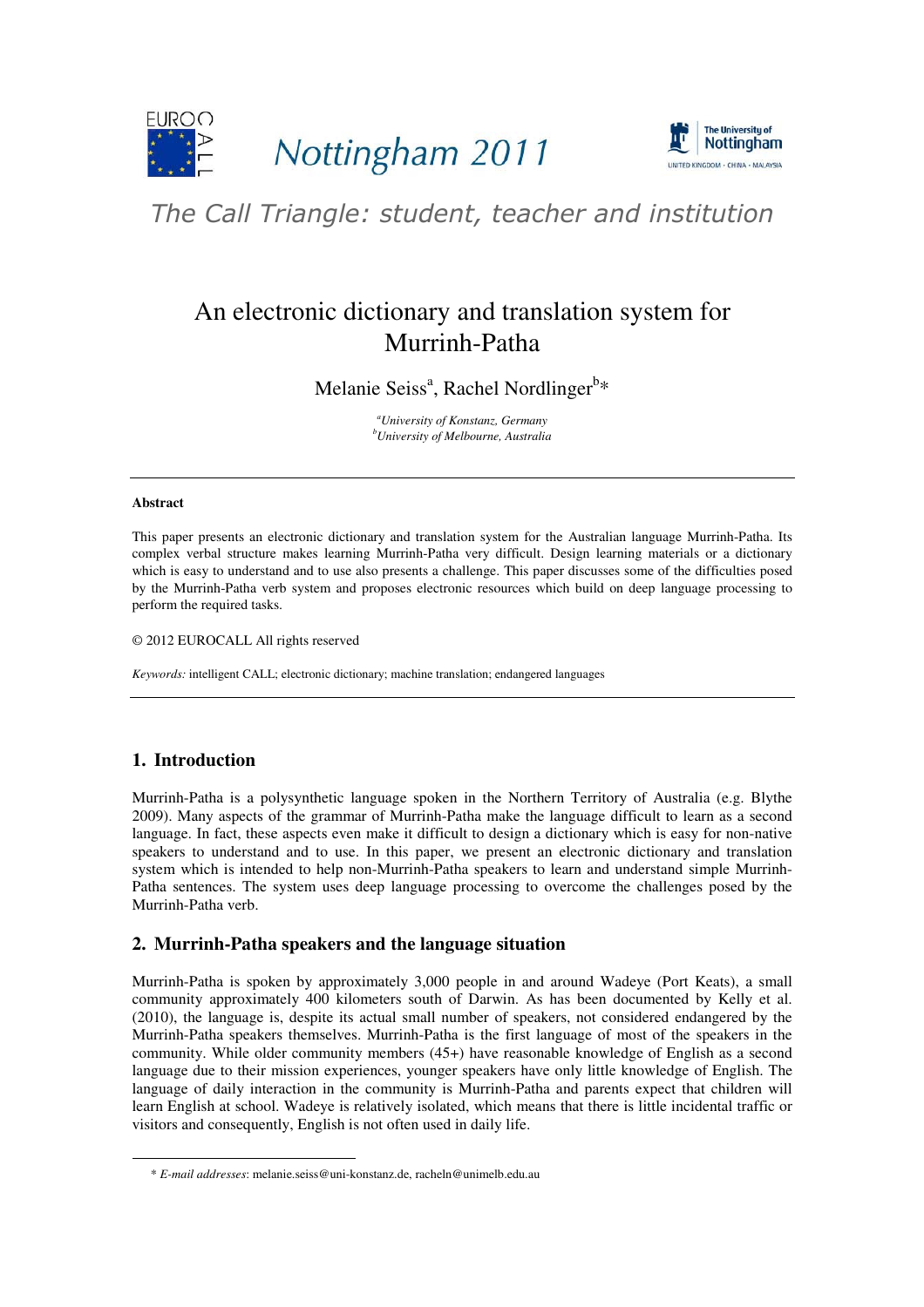# An electronic dictionary and translation system for Murrinh-Patha

Melanie Seiss[a], Rachel Nordlinger[b]*

[a]*University of Konstanz, Germany*
[b]*University of Melbourne, Australia*

---

**Abstract**

This paper presents an electronic dictionary and translation system for the Australian language Murrinh-Patha. Its complex verbal structure makes learning Murrinh-Patha very difficult. Design learning materials or a dictionary which is easy to understand and to use also presents a challenge. This paper discusses some of the difficulties posed by the Murrinh-Patha verb system and proposes electronic resources which build on deep language processing to perform the required tasks.

© 2012 EUROCALL All rights reserved

*Keywords:* intelligent CALL; electronic dictionary; machine translation; endangered languages

---

## 1. Introduction

Murrinh-Patha is a polysynthetic language spoken in the Northern Territory of Australia (e.g. Blythe 2009). Many aspects of the grammar of Murrinh-Patha make the language difficult to learn as a second language. In fact, these aspects even make it difficult to design a dictionary which is easy for non-native speakers to understand and to use. In this paper, we present an electronic dictionary and translation system which is intended to help non-Murrinh-Patha speakers to learn and understand simple Murrinh-Patha sentences. The system uses deep language processing to overcome the challenges posed by the Murrinh-Patha verb.

## 2. Murrinh-Patha speakers and the language situation

Murrinh-Patha is spoken by approximately 3,000 people in and around Wadeye (Port Keats), a small community approximately 400 kilometers south of Darwin. As has been documented by Kelly et al. (2010), the language is, despite its actual small number of speakers, not considered endangered by the Murrinh-Patha speakers themselves. Murrinh-Patha is the first language of most of the speakers in the community. While older community members (45+) have reasonable knowledge of English as a second language due to their mission experiences, younger speakers have only little knowledge of English. The language of daily interaction in the community is Murrinh-Patha and parents expect that children will learn English at school. Wadeye is relatively isolated, which means that there is little incidental traffic or visitors and consequently, English is not often used in daily life.

---

\* *E-mail addresses*: melanie.seiss@uni-konstanz.de, racheln@unimelb.edu.au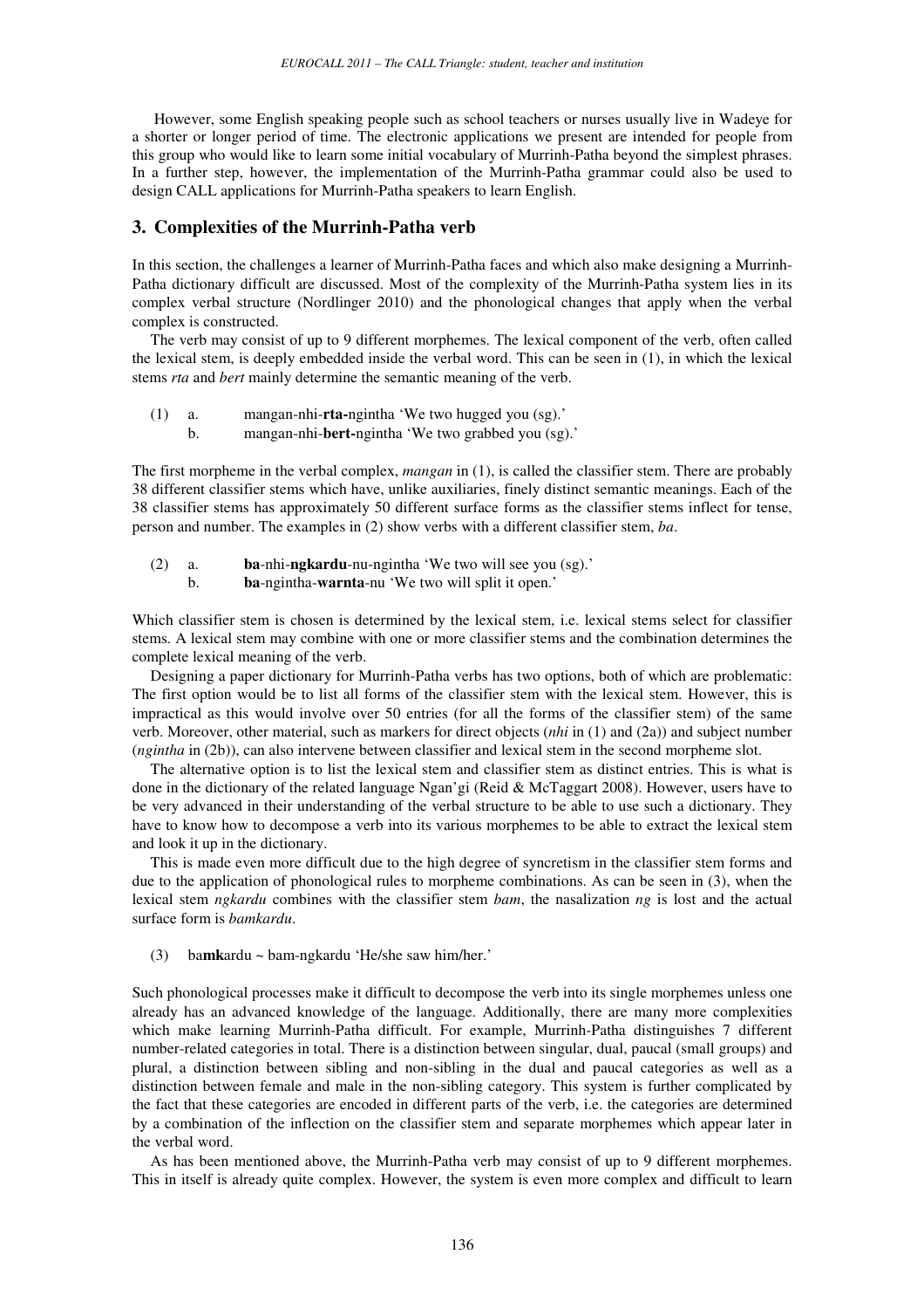However, some English speaking people such as school teachers or nurses usually live in Wadeye for a shorter or longer period of time. The electronic applications we present are intended for people from this group who would like to learn some initial vocabulary of Murrinh-Patha beyond the simplest phrases. In a further step, however, the implementation of the Murrinh-Patha grammar could also be used to design CALL applications for Murrinh-Patha speakers to learn English.

## 3. Complexities of the Murrinh-Patha verb

In this section, the challenges a learner of Murrinh-Patha faces and which also make designing a Murrinh-Patha dictionary difficult are discussed. Most of the complexity of the Murrinh-Patha system lies in its complex verbal structure (Nordlinger 2010) and the phonological changes that apply when the verbal complex is constructed.

The verb may consist of up to 9 different morphemes. The lexical component of the verb, often called the lexical stem, is deeply embedded inside the verbal word. This can be seen in (1), in which the lexical stems *rta* and *bert* mainly determine the semantic meaning of the verb.

(1) a. mangan-nhi-**rta-**ngintha 'We two hugged you (sg).'
    b. mangan-nhi-**bert-**ngintha 'We two grabbed you (sg).'

The first morpheme in the verbal complex, *mangan* in (1), is called the classifier stem. There are probably 38 different classifier stems which have, unlike auxiliaries, finely distinct semantic meanings. Each of the 38 classifier stems has approximately 50 different surface forms as the classifier stems inflect for tense, person and number. The examples in (2) show verbs with a different classifier stem, *ba*.

(2) a. **ba**-nhi-**ngkardu**-nu-ngintha 'We two will see you (sg).'
    b. **ba**-ngintha-**warnta**-nu 'We two will split it open.'

Which classifier stem is chosen is determined by the lexical stem, i.e. lexical stems select for classifier stems. A lexical stem may combine with one or more classifier stems and the combination determines the complete lexical meaning of the verb.

Designing a paper dictionary for Murrinh-Patha verbs has two options, both of which are problematic: The first option would be to list all forms of the classifier stem with the lexical stem. However, this is impractical as this would involve over 50 entries (for all the forms of the classifier stem) of the same verb. Moreover, other material, such as markers for direct objects (*nhi* in (1) and (2a)) and subject number (*ngintha* in (2b)), can also intervene between classifier and lexical stem in the second morpheme slot.

The alternative option is to list the lexical stem and classifier stem as distinct entries. This is what is done in the dictionary of the related language Ngan'gi (Reid & McTaggart 2008). However, users have to be very advanced in their understanding of the verbal structure to be able to use such a dictionary. They have to know how to decompose a verb into its various morphemes to be able to extract the lexical stem and look it up in the dictionary.

This is made even more difficult due to the high degree of syncretism in the classifier stem forms and due to the application of phonological rules to morpheme combinations. As can be seen in (3), when the lexical stem *ngkardu* combines with the classifier stem *bam*, the nasalization *ng* is lost and the actual surface form is *bamkardu*.

(3) ba**mk**ardu ~ bam-ngkardu 'He/she saw him/her.'

Such phonological processes make it difficult to decompose the verb into its single morphemes unless one already has an advanced knowledge of the language. Additionally, there are many more complexities which make learning Murrinh-Patha difficult. For example, Murrinh-Patha distinguishes 7 different number-related categories in total. There is a distinction between singular, dual, paucal (small groups) and plural, a distinction between sibling and non-sibling in the dual and paucal categories as well as a distinction between female and male in the non-sibling category. This system is further complicated by the fact that these categories are encoded in different parts of the verb, i.e. the categories are determined by a combination of the inflection on the classifier stem and separate morphemes which appear later in the verbal word.

As has been mentioned above, the Murrinh-Patha verb may consist of up to 9 different morphemes. This in itself is already quite complex. However, the system is even more complex and difficult to learn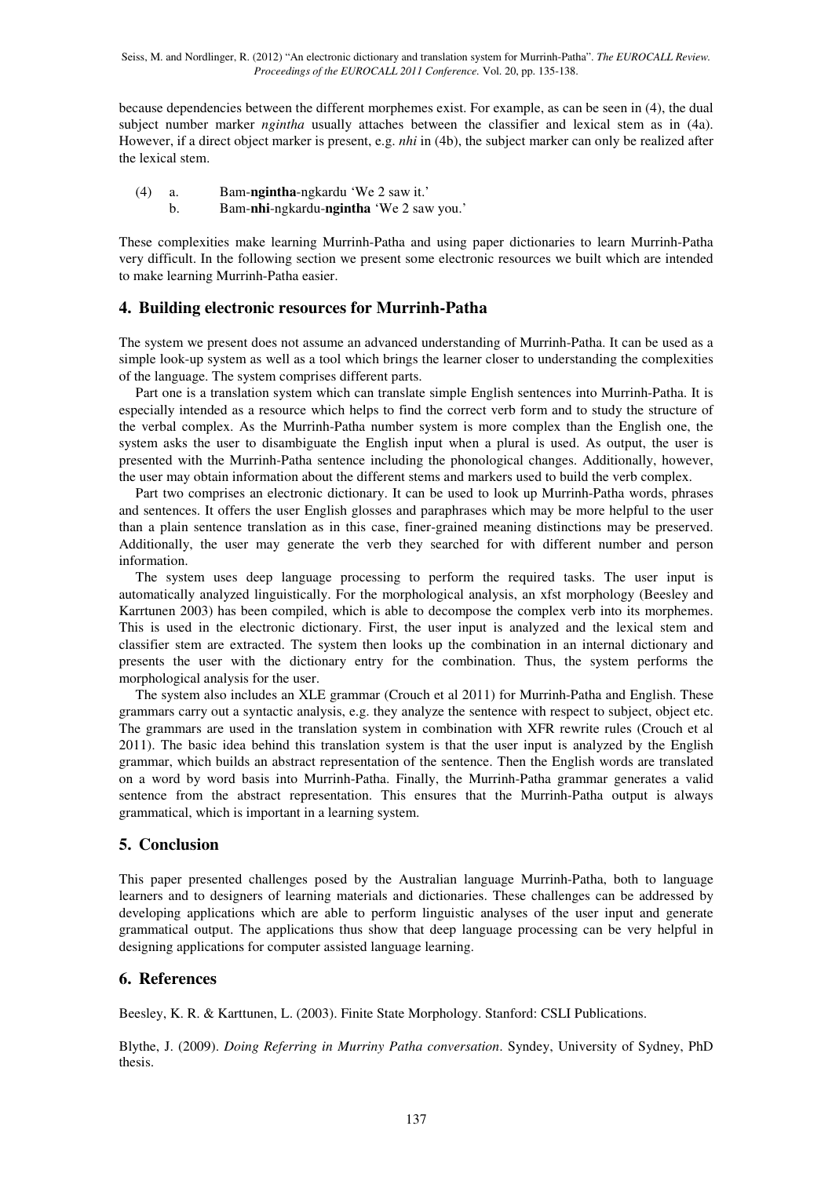because dependencies between the different morphemes exist. For example, as can be seen in (4), the dual subject number marker *ngintha* usually attaches between the classifier and lexical stem as in (4a). However, if a direct object marker is present, e.g. *nhi* in (4b), the subject marker can only be realized after the lexical stem.

(4) a. Bam-**ngintha**-ngkardu 'We 2 saw it.'
 b. Bam-**nhi**-ngkardu-**ngintha** 'We 2 saw you.'

These complexities make learning Murrinh-Patha and using paper dictionaries to learn Murrinh-Patha very difficult. In the following section we present some electronic resources we built which are intended to make learning Murrinh-Patha easier.

## 4. Building electronic resources for Murrinh-Patha

The system we present does not assume an advanced understanding of Murrinh-Patha. It can be used as a simple look-up system as well as a tool which brings the learner closer to understanding the complexities of the language. The system comprises different parts.

Part one is a translation system which can translate simple English sentences into Murrinh-Patha. It is especially intended as a resource which helps to find the correct verb form and to study the structure of the verbal complex. As the Murrinh-Patha number system is more complex than the English one, the system asks the user to disambiguate the English input when a plural is used. As output, the user is presented with the Murrinh-Patha sentence including the phonological changes. Additionally, however, the user may obtain information about the different stems and markers used to build the verb complex.

Part two comprises an electronic dictionary. It can be used to look up Murrinh-Patha words, phrases and sentences. It offers the user English glosses and paraphrases which may be more helpful to the user than a plain sentence translation as in this case, finer-grained meaning distinctions may be preserved. Additionally, the user may generate the verb they searched for with different number and person information.

The system uses deep language processing to perform the required tasks. The user input is automatically analyzed linguistically. For the morphological analysis, an xfst morphology (Beesley and Karrtunen 2003) has been compiled, which is able to decompose the complex verb into its morphemes. This is used in the electronic dictionary. First, the user input is analyzed and the lexical stem and classifier stem are extracted. The system then looks up the combination in an internal dictionary and presents the user with the dictionary entry for the combination. Thus, the system performs the morphological analysis for the user.

The system also includes an XLE grammar (Crouch et al 2011) for Murrinh-Patha and English. These grammars carry out a syntactic analysis, e.g. they analyze the sentence with respect to subject, object etc. The grammars are used in the translation system in combination with XFR rewrite rules (Crouch et al 2011). The basic idea behind this translation system is that the user input is analyzed by the English grammar, which builds an abstract representation of the sentence. Then the English words are translated on a word by word basis into Murrinh-Patha. Finally, the Murrinh-Patha grammar generates a valid sentence from the abstract representation. This ensures that the Murrinh-Patha output is always grammatical, which is important in a learning system.

## 5. Conclusion

This paper presented challenges posed by the Australian language Murrinh-Patha, both to language learners and to designers of learning materials and dictionaries. These challenges can be addressed by developing applications which are able to perform linguistic analyses of the user input and generate grammatical output. The applications thus show that deep language processing can be very helpful in designing applications for computer assisted language learning.

## 6. References

Beesley, K. R. & Karttunen, L. (2003). Finite State Morphology. Stanford: CSLI Publications.

Blythe, J. (2009). *Doing Referring in Murriny Patha conversation*. Syndey, University of Sydney, PhD thesis.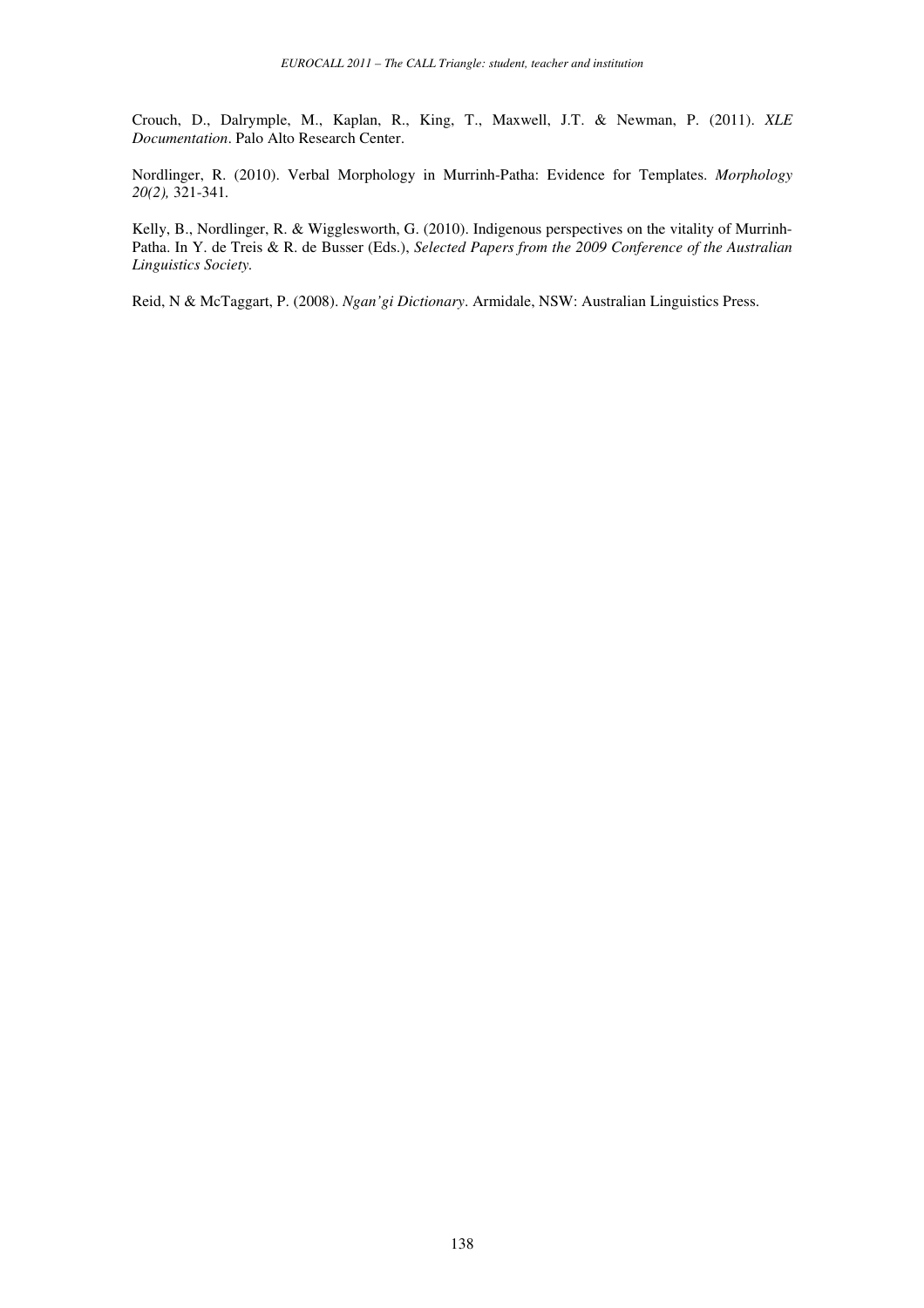Crouch, D., Dalrymple, M., Kaplan, R., King, T., Maxwell, J.T. & Newman, P. (2011). *XLE Documentation*. Palo Alto Research Center.

Nordlinger, R. (2010). Verbal Morphology in Murrinh-Patha: Evidence for Templates. *Morphology 20(2),* 321-341.

Kelly, B., Nordlinger, R. & Wigglesworth, G. (2010). Indigenous perspectives on the vitality of Murrinh-Patha. In Y. de Treis & R. de Busser (Eds.), *Selected Papers from the 2009 Conference of the Australian Linguistics Society.*

Reid, N & McTaggart, P. (2008). *Ngan'gi Dictionary*. Armidale, NSW: Australian Linguistics Press.